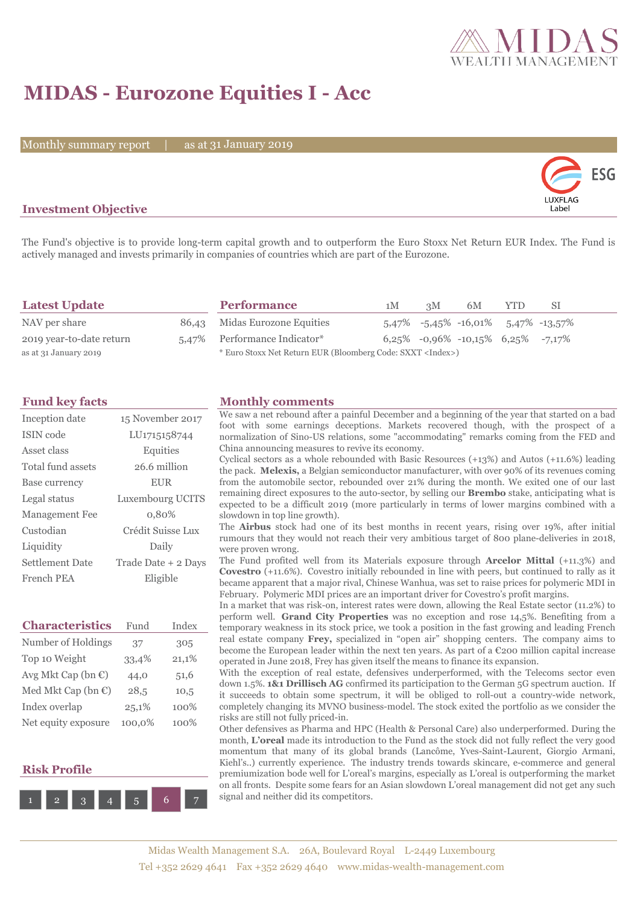# MIDAS - Eurozone Equities I - Acc

Monthly summary report | as at 31 January 2019

ESG LUXFLAG Label

## Investment Objective

The Fund's objective is to provide long-term capital growth and to outperform the Euro Stoxx Net Return EUR Index. The Fund is actively managed and invests primarily in companies of countries which are part of the Eurozone.

## Latest Update

| | |
|---|---|
| NAV per share | 86,43 |
| 2019 year-to-date return | 5,47% |

as at 31 January 2019

## Performance

| | 1M | 3M | 6M | YTD | SI |
|---|---|---|---|---|---|
| Midas Eurozone Equities | 5,47% | -5,45% | -16,01% | 5,47% | -13,57% |
| Performance Indicator* | 6,25% | -0,96% | -10,15% | 6,25% | -7,17% |

\* Euro Stoxx Net Return EUR (Bloomberg Code: SXXT <Index>)

## Fund key facts

| | |
|---|---|
| Inception date | 15 November 2017 |
| ISIN code | LU1715158744 |
| Asset class | Equities |
| Total fund assets | 26.6 million |
| Base currency | EUR |
| Legal status | Luxembourg UCITS |
| Management Fee | 0,80% |
| Custodian | Crédit Suisse Lux |
| Liquidity | Daily |
| Settlement Date | Trade Date + 2 Days |
| French PEA | Eligible |

## Characteristics

| Characteristics | Fund | Index |
|---|---|---|
| Number of Holdings | 37 | 305 |
| Top 10 Weight | 33,4% | 21,1% |
| Avg Mkt Cap (bn €) | 44,0 | 51,6 |
| Med Mkt Cap (bn €) | 28,5 | 10,5 |
| Index overlap | 25,1% | 100% |
| Net equity exposure | 100,0% | 100% |

## Risk Profile

1 2 3 4 5 **6** 7

## Monthly comments

We saw a net rebound after a painful December and a beginning of the year that started on a bad foot with some earnings deceptions. Markets recovered though, with the prospect of a normalization of Sino-US relations, some "accommodating" remarks coming from the FED and China announcing measures to revive its economy.

Cyclical sectors as a whole rebounded with Basic Resources (+13%) and Autos (+11.6%) leading the pack. **Melexis,** a Belgian semiconductor manufacturer, with over 90% of its revenues coming from the automobile sector, rebounded over 21% during the month. We exited one of our last remaining direct exposures to the auto-sector, by selling our **Brembo** stake, anticipating what is expected to be a difficult 2019 (more particularly in terms of lower margins combined with a slowdown in top line growth).

The **Airbus** stock had one of its best months in recent years, rising over 19%, after initial rumours that they would not reach their very ambitious target of 800 plane-deliveries in 2018, were proven wrong.

The Fund profited well from its Materials exposure through **Arcelor Mittal** (+11.3%) and **Covestro** (+11.6%). Covestro initially rebounded in line with peers, but continued to rally as it became apparent that a major rival, Chinese Wanhua, was set to raise prices for polymeric MDI in February. Polymeric MDI prices are an important driver for Covestro's profit margins.

In a market that was risk-on, interest rates were down, allowing the Real Estate sector (11.2%) to perform well. **Grand City Properties** was no exception and rose 14,5%. Benefiting from a temporary weakness in its stock price, we took a position in the fast growing and leading French real estate company **Frey,** specialized in "open air" shopping centers. The company aims to become the European leader within the next ten years. As part of a €200 million capital increase operated in June 2018, Frey has given itself the means to finance its expansion.

With the exception of real estate, defensives underperformed, with the Telecoms sector even down 1.5%. **1&1 Drillisch AG** confirmed its participation to the German 5G spectrum auction. If it succeeds to obtain some spectrum, it will be obliged to roll-out a country-wide network, completely changing its MVNO business-model. The stock exited the portfolio as we consider the risks are still not fully priced-in.

Other defensives as Pharma and HPC (Health & Personal Care) also underperformed. During the month, **L'oreal** made its introduction to the Fund as the stock did not fully reflect the very good momentum that many of its global brands (Lancôme, Yves-Saint-Laurent, Giorgio Armani, Kiehl's..) currently experience. The industry trends towards skincare, e-commerce and general premiumization bode well for L'oreal's margins, especially as L'oreal is outperforming the market on all fronts. Despite some fears for an Asian slowdown L'oreal management did not get any such signal and neither did its competitors.

Midas Wealth Management S.A. 26A, Boulevard Royal L-2449 Luxembourg
Tel +352 2629 4641 Fax +352 2629 4640 www.midas-wealth-management.com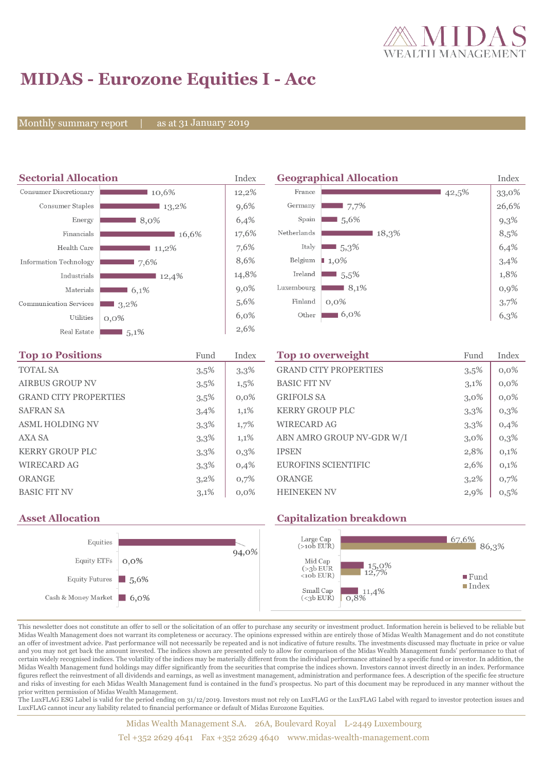# MIDAS - Eurozone Equities I - Acc

Monthly summary report | as at 31 January 2019

## Sectorial Allocation

Index

Consumer Discretionary 10,6% 12,2%
Consumer Staples 13,2% 9,6%
Energy 8,0% 6,4%
Financials 16,6% 17,6%
Health Care 11,2% 7,6%
Information Technology 7,6% 8,6%
Industrials 12,4% 14,8%
Materials 6,1% 9,0%
Communication Services 3,2% 5,6%
Utilities 0,0% 6,0%
Real Estate 5,1% 2,6%

## Geographical Allocation

Index

France 42,5% 33,0%
Germany 7,7% 26,6%
Spain 5,6% 9,3%
Netherlands 18,3% 8,5%
Italy 5,3% 6,4%
Belgium 1,0% 3,4%
Ireland 5,5% 1,8%
Luxembourg 8,1% 0,9%
Finland 0,0% 3,7%
Other 6,0% 6,3%

## Top 10 Positions

| Top 10 Positions | Fund | Index |
|---|---|---|
| TOTAL SA | 3,5% | 3,3% |
| AIRBUS GROUP NV | 3,5% | 1,5% |
| GRAND CITY PROPERTIES | 3,5% | 0,0% |
| SAFRAN SA | 3,4% | 1,1% |
| ASML HOLDING NV | 3,3% | 1,7% |
| AXA SA | 3,3% | 1,1% |
| KERRY GROUP PLC | 3,3% | 0,3% |
| WIRECARD AG | 3,3% | 0,4% |
| ORANGE | 3,2% | 0,7% |
| BASIC FIT NV | 3,1% | 0,0% |

## Top 10 overweight

| Top 10 overweight | Fund | Index |
|---|---|---|
| GRAND CITY PROPERTIES | 3,5% | 0,0% |
| BASIC FIT NV | 3,1% | 0,0% |
| GRIFOLS SA | 3,0% | 0,0% |
| KERRY GROUP PLC | 3,3% | 0,3% |
| WIRECARD AG | 3,3% | 0,4% |
| ABN AMRO GROUP NV-GDR W/I | 3,0% | 0,3% |
| IPSEN | 2,8% | 0,1% |
| EUROFINS SCIENTIFIC | 2,6% | 0,1% |
| ORANGE | 3,2% | 0,7% |
| HEINEKEN NV | 2,9% | 0,5% |

## Asset Allocation

Equities 94,0%
Equity ETFs 0,0%
Equity Futures 5,6%
Cash & Money Market 6,0%

## Capitalization breakdown

Large Cap (>10b EUR) 67,6% 86,3%
Mid Cap (>3b EUR <10b EUR) 15,0% 12,7%
Small Cap (<3b EUR) 11,4% 0,8%

Fund
Index

This newsletter does not constitute an offer to sell or the solicitation of an offer to purchase any security or investment product. Information herein is believed to be reliable but Midas Wealth Management does not warrant its completeness or accuracy. The opinions expressed within are entirely those of Midas Wealth Management and do not constitute an offer of investment advice. Past performance will not necessarily be repeated and is not indicative of future results. The investments discussed may fluctuate in price or value and you may not get back the amount invested. The indices shown are presented only to allow for comparison of the Midas Wealth Management funds' performance to that of certain widely recognised indices. The volatility of the indices may be materially different from the individual performance attained by a specific fund or investor. In addition, the Midas Wealth Management fund holdings may differ significantly from the securities that comprise the indices shown. Investors cannot invest directly in an index. Performance figures reflect the reinvestment of all dividends and earnings, as well as investment management, administration and performance fees. A description of the specific fee structure and risks of investing for each Midas Wealth Management fund is contained in the fund's prospectus. No part of this document may be reproduced in any manner without the prior written permission of Midas Wealth Management.
The LuxFLAG ESG Label is valid for the period ending on 31/12/2019. Investors must not rely on LuxFLAG or the LuxFLAG Label with regard to investor protection issues and LuxFLAG cannot incur any liability related to financial performance or default of Midas Eurozone Equities.

Midas Wealth Management S.A. 26A, Boulevard Royal L-2449 Luxembourg
Tel +352 2629 4641 Fax +352 2629 4640 www.midas-wealth-management.com